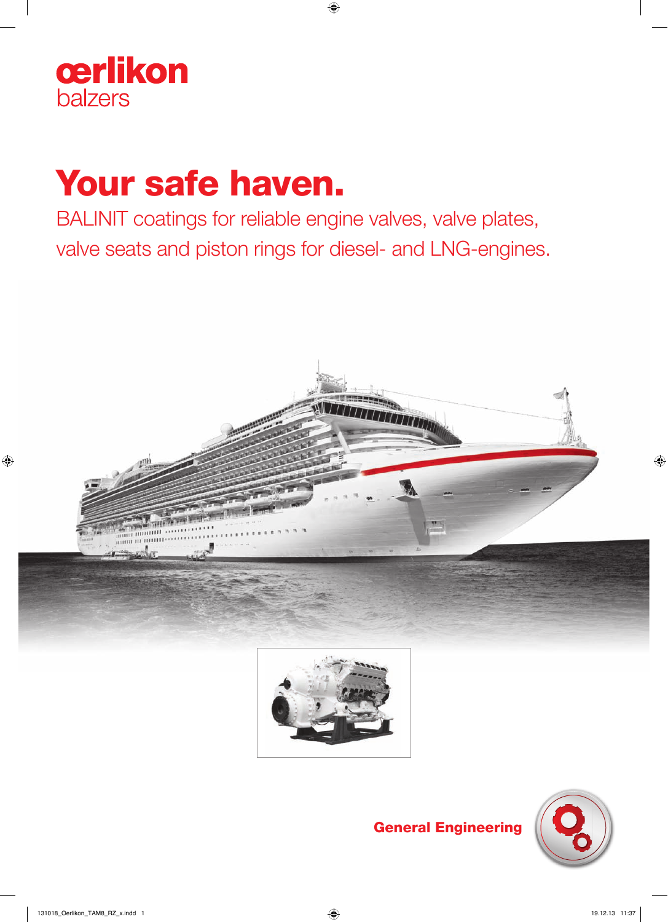oerlikon
balzers

# Your safe haven.

BALINIT coatings for reliable engine valves, valve plates, valve seats and piston rings for diesel- and LNG-engines.

General Engineering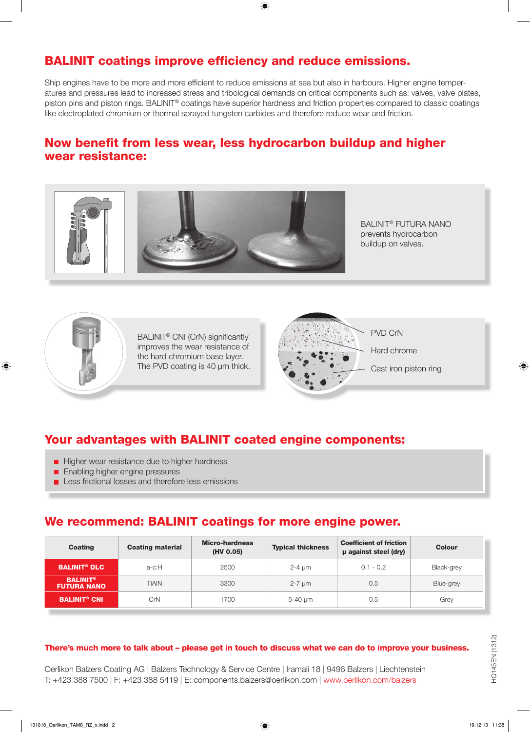## BALINIT coatings improve efficiency and reduce emissions.

Ship engines have to be more and more efficient to reduce emissions at sea but also in harbours. Higher engine temperatures and pressures lead to increased stress and tribological demands on critical components such as: valves, valve plates, piston pins and piston rings. BALINIT® coatings have superior hardness and friction properties compared to classic coatings like electroplated chromium or thermal sprayed tungsten carbides and therefore reduce wear and friction.

## Now benefit from less wear, less hydrocarbon buildup and higher wear resistance:

BALINIT® FUTURA NANO prevents hydrocarbon buildup on valves.

BALINIT® CNI (CrN) significantly improves the wear resistance of the hard chromium base layer. The PVD coating is 40 µm thick.

PVD CrN

Hard chrome

Cast iron piston ring

## Your advantages with BALINIT coated engine components:

- Higher wear resistance due to higher hardness
- Enabling higher engine pressures
- Less frictional losses and therefore less emissions

## We recommend: BALINIT coatings for more engine power.

| Coating | Coating material | Micro-hardness (HV 0.05) | Typical thickness | Coefficient of friction µ against steel (dry) | Colour |
|---|---|---|---|---|---|
| **BALINIT® DLC** | a-c:H | 2500 | 2-4 µm | 0.1 - 0.2 | Black-grey |
| **BALINIT® FUTURA NANO** | TiAlN | 3300 | 2-7 µm | 0.5 | Blue-grey |
| **BALINIT® CNI** | CrN | 1700 | 5-40 µm | 0.5 | Grey |

**There's much more to talk about – please get in touch to discuss what we can do to improve your business.**

Oerlikon Balzers Coating AG | Balzers Technology & Service Centre | Iramali 18 | 9496 Balzers | Liechtenstein
T: +423 388 7500 | F: +423 388 5419 | E: components.balzers@oerlikon.com | www.oerlikon.com/balzers

HQ145EN (1312)